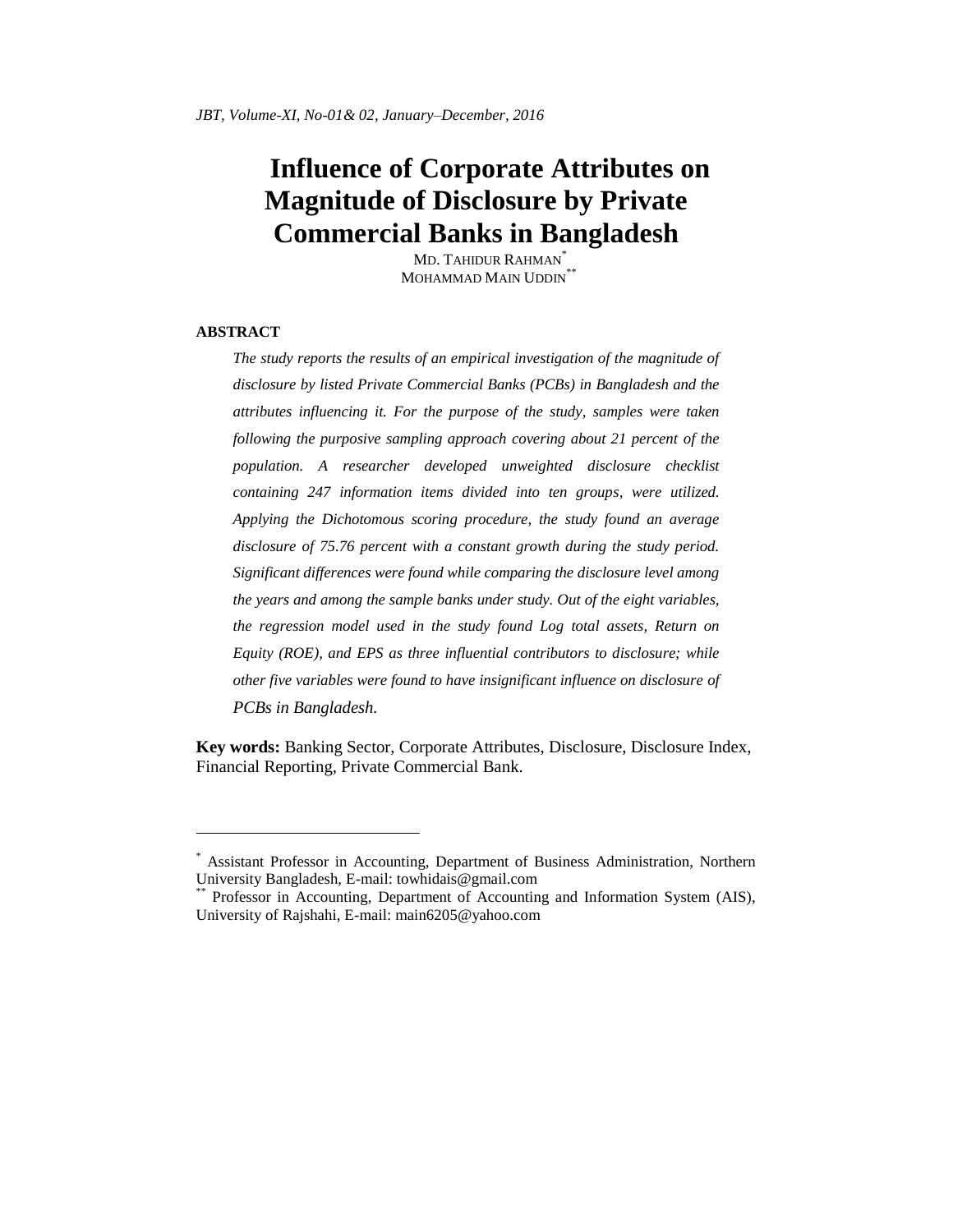# Influence of Corporate Attributes on Magnitude of Disclosure by Private Commercial Banks in Bangladesh

MD. TAHIDUR RAHMAN[*]
MOHAMMAD MAIN UDDIN[**]

**ABSTRACT**

*The study reports the results of an empirical investigation of the magnitude of disclosure by listed Private Commercial Banks (PCBs) in Bangladesh and the attributes influencing it. For the purpose of the study, samples were taken following the purposive sampling approach covering about 21 percent of the population. A researcher developed unweighted disclosure checklist containing 247 information items divided into ten groups, were utilized. Applying the Dichotomous scoring procedure, the study found an average disclosure of 75.76 percent with a constant growth during the study period. Significant differences were found while comparing the disclosure level among the years and among the sample banks under study. Out of the eight variables, the regression model used in the study found Log total assets, Return on Equity (ROE), and EPS as three influential contributors to disclosure; while other five variables were found to have insignificant influence on disclosure of PCBs in Bangladesh.*

**Key words:** Banking Sector, Corporate Attributes, Disclosure, Disclosure Index, Financial Reporting, Private Commercial Bank.

---

[*] Assistant Professor in Accounting, Department of Business Administration, Northern University Bangladesh, E-mail: towhidais@gmail.com

[**] Professor in Accounting, Department of Accounting and Information System (AIS), University of Rajshahi, E-mail: main6205@yahoo.com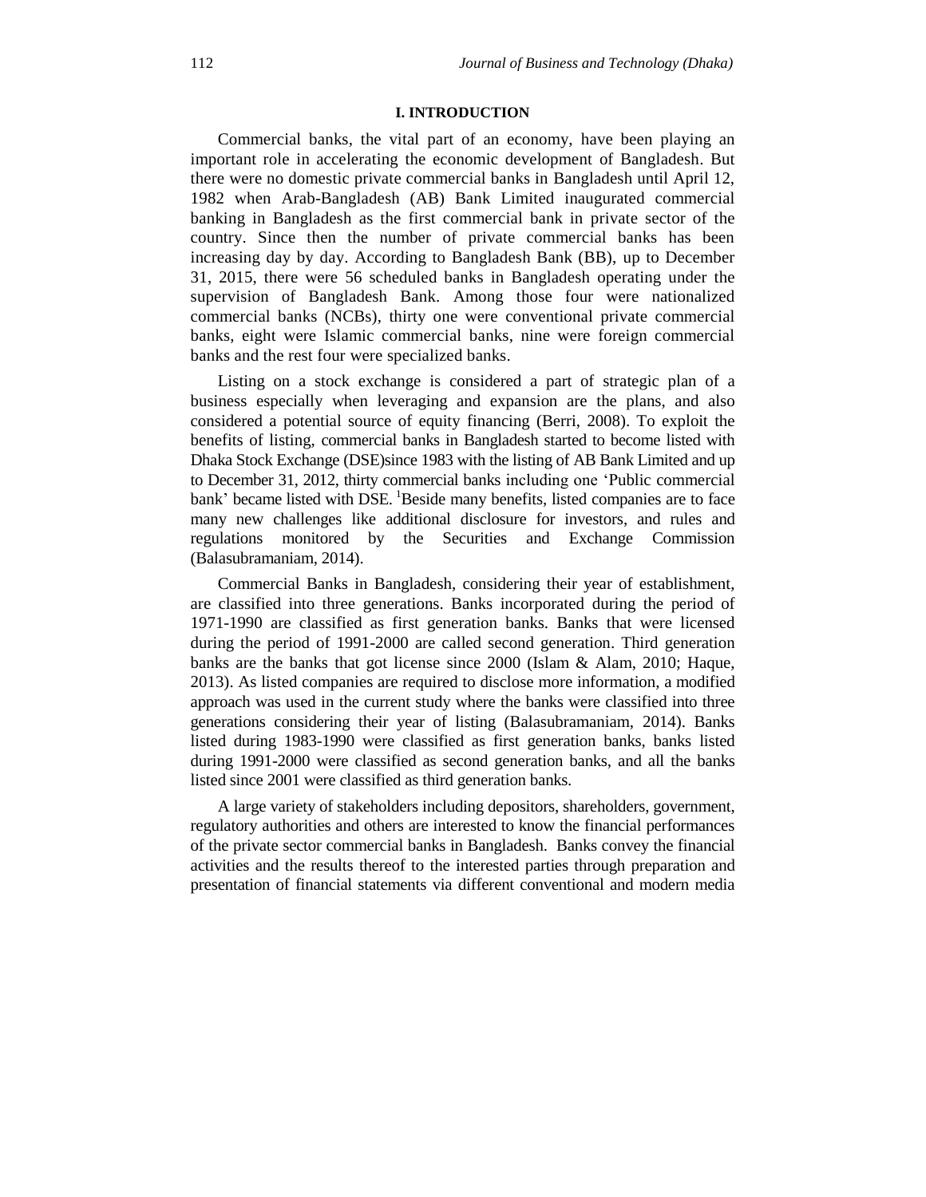## I. INTRODUCTION

Commercial banks, the vital part of an economy, have been playing an important role in accelerating the economic development of Bangladesh. But there were no domestic private commercial banks in Bangladesh until April 12, 1982 when Arab-Bangladesh (AB) Bank Limited inaugurated commercial banking in Bangladesh as the first commercial bank in private sector of the country. Since then the number of private commercial banks has been increasing day by day. According to Bangladesh Bank (BB), up to December 31, 2015, there were 56 scheduled banks in Bangladesh operating under the supervision of Bangladesh Bank. Among those four were nationalized commercial banks (NCBs), thirty one were conventional private commercial banks, eight were Islamic commercial banks, nine were foreign commercial banks and the rest four were specialized banks.

Listing on a stock exchange is considered a part of strategic plan of a business especially when leveraging and expansion are the plans, and also considered a potential source of equity financing (Berri, 2008). To exploit the benefits of listing, commercial banks in Bangladesh started to become listed with Dhaka Stock Exchange (DSE)since 1983 with the listing of AB Bank Limited and up to December 31, 2012, thirty commercial banks including one 'Public commercial bank' became listed with DSE. [1]Beside many benefits, listed companies are to face many new challenges like additional disclosure for investors, and rules and regulations monitored by the Securities and Exchange Commission (Balasubramaniam, 2014).

Commercial Banks in Bangladesh, considering their year of establishment, are classified into three generations. Banks incorporated during the period of 1971-1990 are classified as first generation banks. Banks that were licensed during the period of 1991-2000 are called second generation. Third generation banks are the banks that got license since 2000 (Islam & Alam, 2010; Haque, 2013). As listed companies are required to disclose more information, a modified approach was used in the current study where the banks were classified into three generations considering their year of listing (Balasubramaniam, 2014). Banks listed during 1983-1990 were classified as first generation banks, banks listed during 1991-2000 were classified as second generation banks, and all the banks listed since 2001 were classified as third generation banks.

A large variety of stakeholders including depositors, shareholders, government, regulatory authorities and others are interested to know the financial performances of the private sector commercial banks in Bangladesh. Banks convey the financial activities and the results thereof to the interested parties through preparation and presentation of financial statements via different conventional and modern media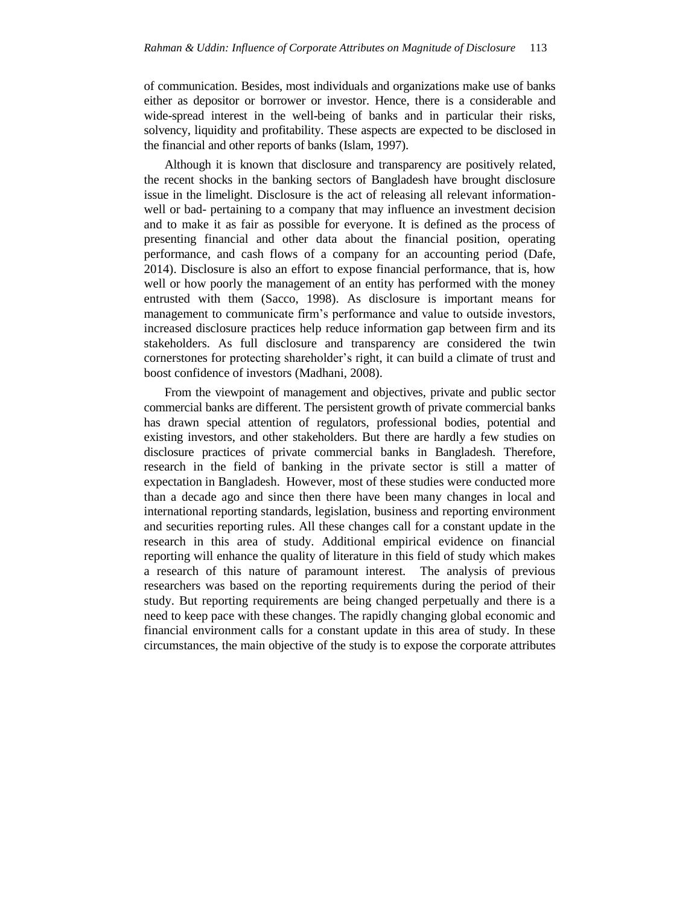of communication. Besides, most individuals and organizations make use of banks either as depositor or borrower or investor. Hence, there is a considerable and wide-spread interest in the well-being of banks and in particular their risks, solvency, liquidity and profitability. These aspects are expected to be disclosed in the financial and other reports of banks (Islam, 1997).

Although it is known that disclosure and transparency are positively related, the recent shocks in the banking sectors of Bangladesh have brought disclosure issue in the limelight. Disclosure is the act of releasing all relevant information-well or bad- pertaining to a company that may influence an investment decision and to make it as fair as possible for everyone. It is defined as the process of presenting financial and other data about the financial position, operating performance, and cash flows of a company for an accounting period (Dafe, 2014). Disclosure is also an effort to expose financial performance, that is, how well or how poorly the management of an entity has performed with the money entrusted with them (Sacco, 1998). As disclosure is important means for management to communicate firm's performance and value to outside investors, increased disclosure practices help reduce information gap between firm and its stakeholders. As full disclosure and transparency are considered the twin cornerstones for protecting shareholder's right, it can build a climate of trust and boost confidence of investors (Madhani, 2008).

From the viewpoint of management and objectives, private and public sector commercial banks are different. The persistent growth of private commercial banks has drawn special attention of regulators, professional bodies, potential and existing investors, and other stakeholders. But there are hardly a few studies on disclosure practices of private commercial banks in Bangladesh. Therefore, research in the field of banking in the private sector is still a matter of expectation in Bangladesh. However, most of these studies were conducted more than a decade ago and since then there have been many changes in local and international reporting standards, legislation, business and reporting environment and securities reporting rules. All these changes call for a constant update in the research in this area of study. Additional empirical evidence on financial reporting will enhance the quality of literature in this field of study which makes a research of this nature of paramount interest. The analysis of previous researchers was based on the reporting requirements during the period of their study. But reporting requirements are being changed perpetually and there is a need to keep pace with these changes. The rapidly changing global economic and financial environment calls for a constant update in this area of study. In these circumstances, the main objective of the study is to expose the corporate attributes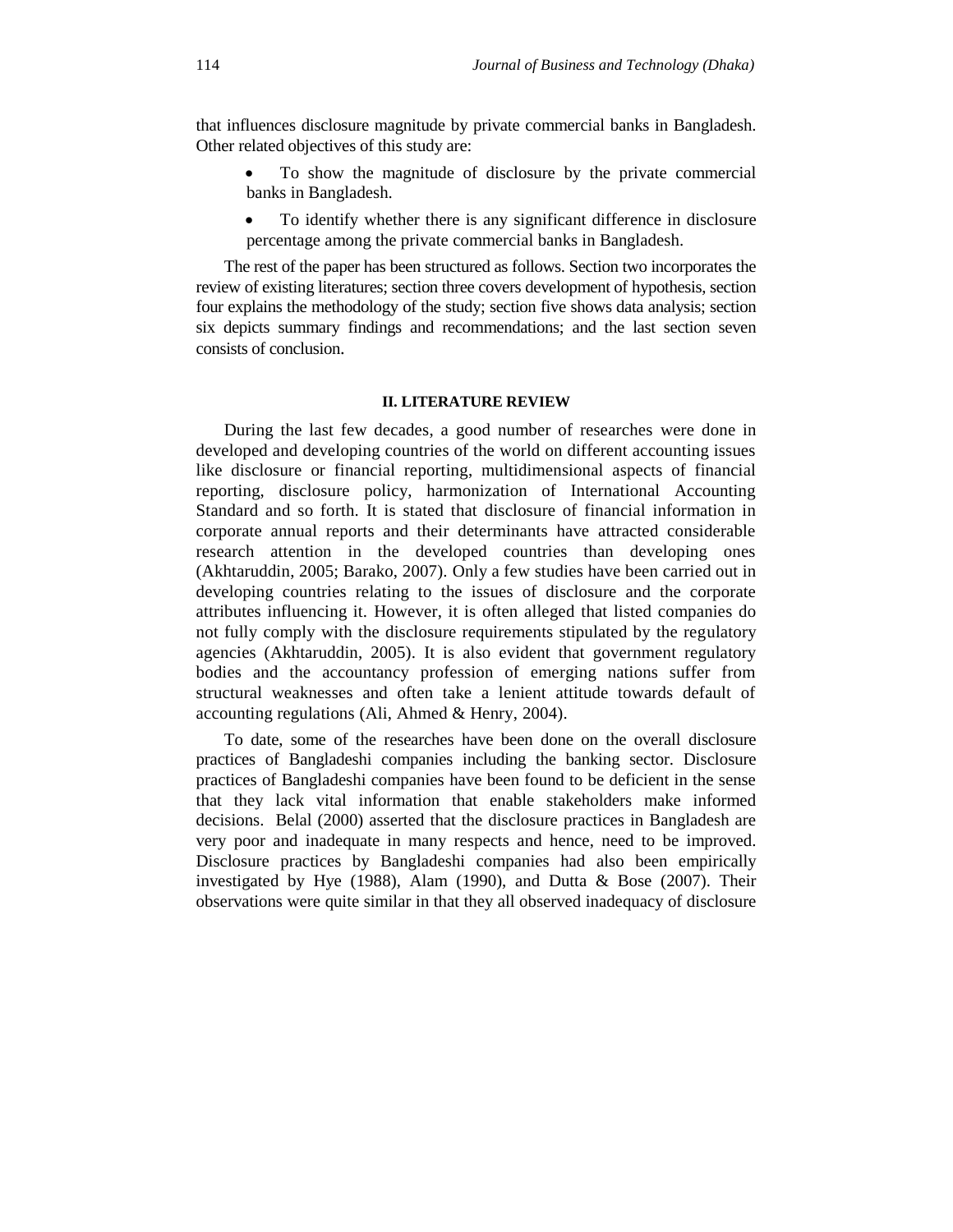that influences disclosure magnitude by private commercial banks in Bangladesh. Other related objectives of this study are:

- To show the magnitude of disclosure by the private commercial banks in Bangladesh.
- To identify whether there is any significant difference in disclosure percentage among the private commercial banks in Bangladesh.

The rest of the paper has been structured as follows. Section two incorporates the review of existing literatures; section three covers development of hypothesis, section four explains the methodology of the study; section five shows data analysis; section six depicts summary findings and recommendations; and the last section seven consists of conclusion.

## II. LITERATURE REVIEW

During the last few decades, a good number of researches were done in developed and developing countries of the world on different accounting issues like disclosure or financial reporting, multidimensional aspects of financial reporting, disclosure policy, harmonization of International Accounting Standard and so forth. It is stated that disclosure of financial information in corporate annual reports and their determinants have attracted considerable research attention in the developed countries than developing ones (Akhtaruddin, 2005; Barako, 2007). Only a few studies have been carried out in developing countries relating to the issues of disclosure and the corporate attributes influencing it. However, it is often alleged that listed companies do not fully comply with the disclosure requirements stipulated by the regulatory agencies (Akhtaruddin, 2005). It is also evident that government regulatory bodies and the accountancy profession of emerging nations suffer from structural weaknesses and often take a lenient attitude towards default of accounting regulations (Ali, Ahmed & Henry, 2004).

To date, some of the researches have been done on the overall disclosure practices of Bangladeshi companies including the banking sector. Disclosure practices of Bangladeshi companies have been found to be deficient in the sense that they lack vital information that enable stakeholders make informed decisions. Belal (2000) asserted that the disclosure practices in Bangladesh are very poor and inadequate in many respects and hence, need to be improved. Disclosure practices by Bangladeshi companies had also been empirically investigated by Hye (1988), Alam (1990), and Dutta & Bose (2007). Their observations were quite similar in that they all observed inadequacy of disclosure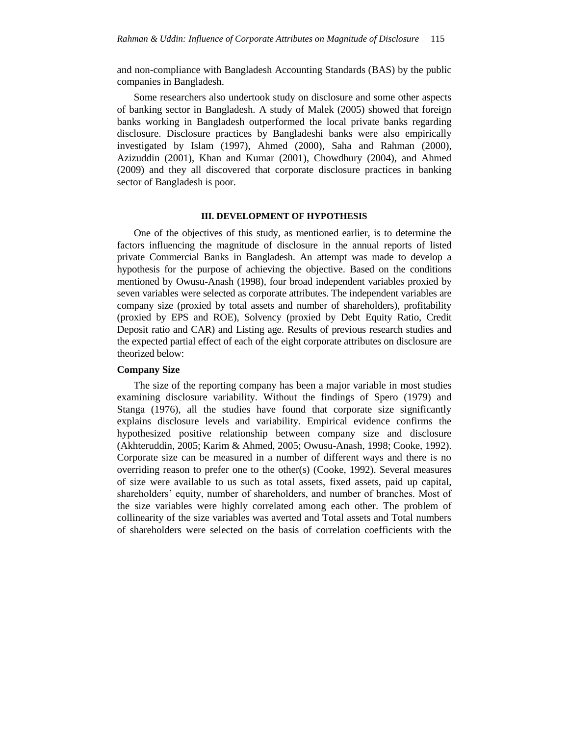and non-compliance with Bangladesh Accounting Standards (BAS) by the public companies in Bangladesh.

Some researchers also undertook study on disclosure and some other aspects of banking sector in Bangladesh. A study of Malek (2005) showed that foreign banks working in Bangladesh outperformed the local private banks regarding disclosure. Disclosure practices by Bangladeshi banks were also empirically investigated by Islam (1997), Ahmed (2000), Saha and Rahman (2000), Azizuddin (2001), Khan and Kumar (2001), Chowdhury (2004), and Ahmed (2009) and they all discovered that corporate disclosure practices in banking sector of Bangladesh is poor.

## III. DEVELOPMENT OF HYPOTHESIS

One of the objectives of this study, as mentioned earlier, is to determine the factors influencing the magnitude of disclosure in the annual reports of listed private Commercial Banks in Bangladesh. An attempt was made to develop a hypothesis for the purpose of achieving the objective. Based on the conditions mentioned by Owusu-Anash (1998), four broad independent variables proxied by seven variables were selected as corporate attributes. The independent variables are company size (proxied by total assets and number of shareholders), profitability (proxied by EPS and ROE), Solvency (proxied by Debt Equity Ratio, Credit Deposit ratio and CAR) and Listing age. Results of previous research studies and the expected partial effect of each of the eight corporate attributes on disclosure are theorized below:

### Company Size

The size of the reporting company has been a major variable in most studies examining disclosure variability. Without the findings of Spero (1979) and Stanga (1976), all the studies have found that corporate size significantly explains disclosure levels and variability. Empirical evidence confirms the hypothesized positive relationship between company size and disclosure (Akhteruddin, 2005; Karim & Ahmed, 2005; Owusu-Anash, 1998; Cooke, 1992). Corporate size can be measured in a number of different ways and there is no overriding reason to prefer one to the other(s) (Cooke, 1992). Several measures of size were available to us such as total assets, fixed assets, paid up capital, shareholders' equity, number of shareholders, and number of branches. Most of the size variables were highly correlated among each other. The problem of collinearity of the size variables was averted and Total assets and Total numbers of shareholders were selected on the basis of correlation coefficients with the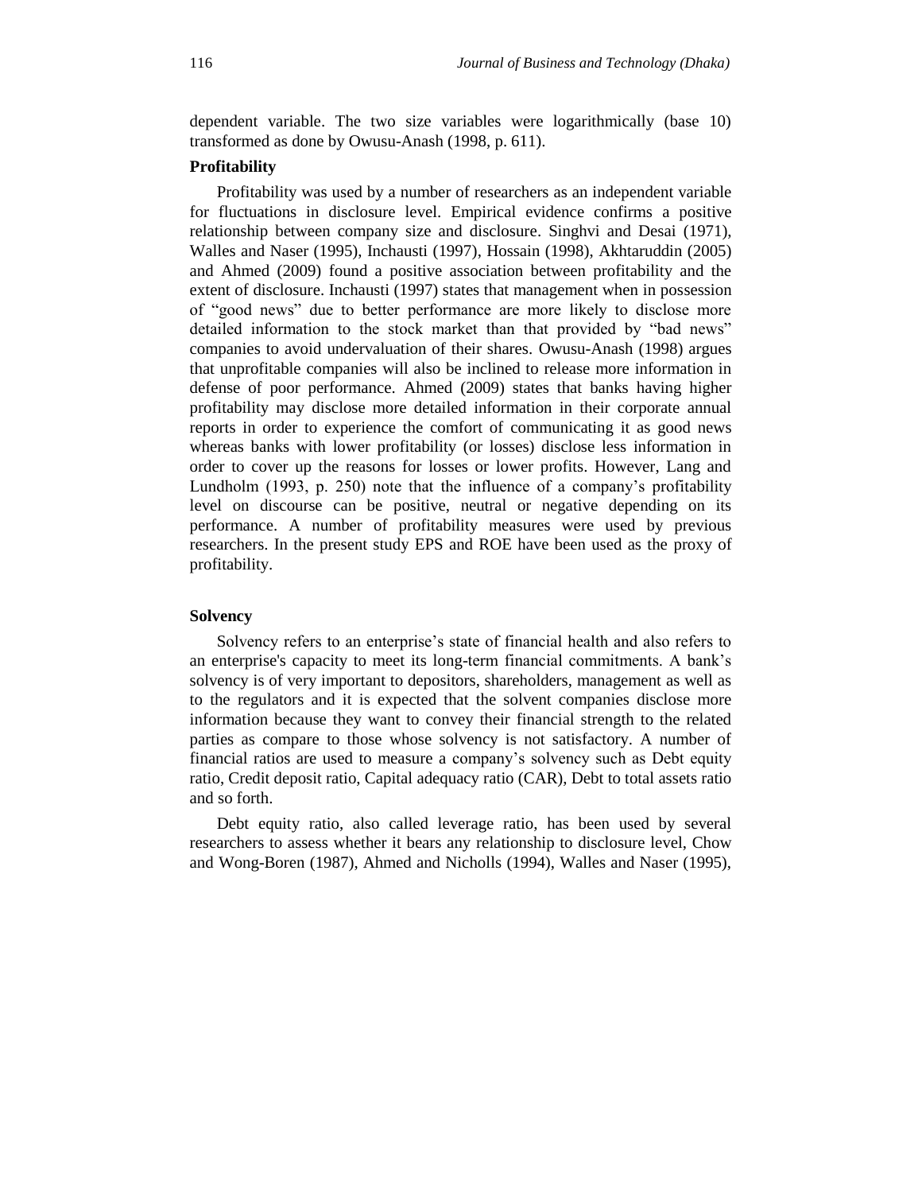dependent variable. The two size variables were logarithmically (base 10) transformed as done by Owusu-Anash (1998, p. 611).

**Profitability**

Profitability was used by a number of researchers as an independent variable for fluctuations in disclosure level. Empirical evidence confirms a positive relationship between company size and disclosure. Singhvi and Desai (1971), Walles and Naser (1995), Inchausti (1997), Hossain (1998), Akhtaruddin (2005) and Ahmed (2009) found a positive association between profitability and the extent of disclosure. Inchausti (1997) states that management when in possession of "good news" due to better performance are more likely to disclose more detailed information to the stock market than that provided by "bad news" companies to avoid undervaluation of their shares. Owusu-Anash (1998) argues that unprofitable companies will also be inclined to release more information in defense of poor performance. Ahmed (2009) states that banks having higher profitability may disclose more detailed information in their corporate annual reports in order to experience the comfort of communicating it as good news whereas banks with lower profitability (or losses) disclose less information in order to cover up the reasons for losses or lower profits. However, Lang and Lundholm (1993, p. 250) note that the influence of a company's profitability level on discourse can be positive, neutral or negative depending on its performance. A number of profitability measures were used by previous researchers. In the present study EPS and ROE have been used as the proxy of profitability.

**Solvency**

Solvency refers to an enterprise's state of financial health and also refers to an enterprise's capacity to meet its long-term financial commitments. A bank's solvency is of very important to depositors, shareholders, management as well as to the regulators and it is expected that the solvent companies disclose more information because they want to convey their financial strength to the related parties as compare to those whose solvency is not satisfactory. A number of financial ratios are used to measure a company's solvency such as Debt equity ratio, Credit deposit ratio, Capital adequacy ratio (CAR), Debt to total assets ratio and so forth.

Debt equity ratio, also called leverage ratio, has been used by several researchers to assess whether it bears any relationship to disclosure level, Chow and Wong-Boren (1987), Ahmed and Nicholls (1994), Walles and Naser (1995),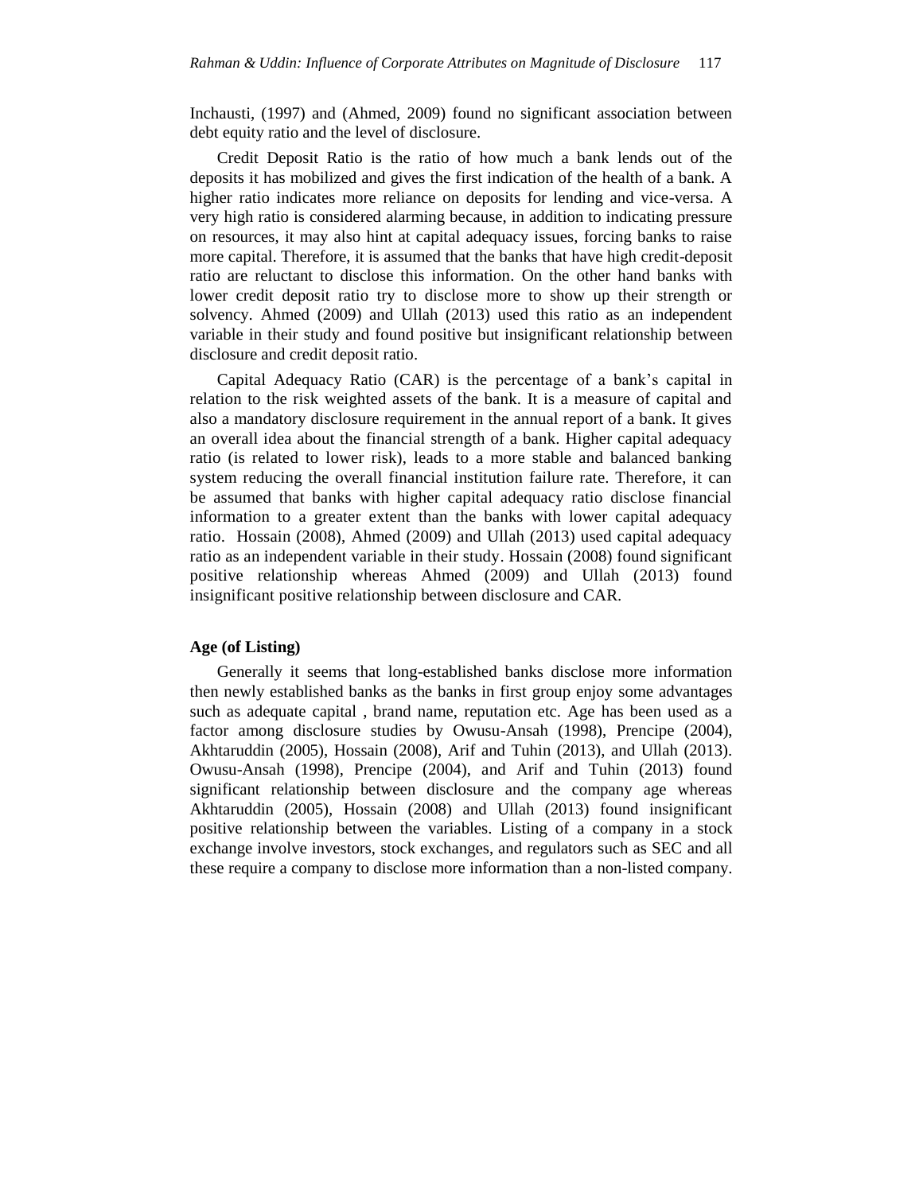Inchausti, (1997) and (Ahmed, 2009) found no significant association between debt equity ratio and the level of disclosure.

Credit Deposit Ratio is the ratio of how much a bank lends out of the deposits it has mobilized and gives the first indication of the health of a bank. A higher ratio indicates more reliance on deposits for lending and vice-versa. A very high ratio is considered alarming because, in addition to indicating pressure on resources, it may also hint at capital adequacy issues, forcing banks to raise more capital. Therefore, it is assumed that the banks that have high credit-deposit ratio are reluctant to disclose this information. On the other hand banks with lower credit deposit ratio try to disclose more to show up their strength or solvency. Ahmed (2009) and Ullah (2013) used this ratio as an independent variable in their study and found positive but insignificant relationship between disclosure and credit deposit ratio.

Capital Adequacy Ratio (CAR) is the percentage of a bank's capital in relation to the risk weighted assets of the bank. It is a measure of capital and also a mandatory disclosure requirement in the annual report of a bank. It gives an overall idea about the financial strength of a bank. Higher capital adequacy ratio (is related to lower risk), leads to a more stable and balanced banking system reducing the overall financial institution failure rate. Therefore, it can be assumed that banks with higher capital adequacy ratio disclose financial information to a greater extent than the banks with lower capital adequacy ratio. Hossain (2008), Ahmed (2009) and Ullah (2013) used capital adequacy ratio as an independent variable in their study. Hossain (2008) found significant positive relationship whereas Ahmed (2009) and Ullah (2013) found insignificant positive relationship between disclosure and CAR.

**Age (of Listing)**

Generally it seems that long-established banks disclose more information then newly established banks as the banks in first group enjoy some advantages such as adequate capital , brand name, reputation etc. Age has been used as a factor among disclosure studies by Owusu-Ansah (1998), Prencipe (2004), Akhtaruddin (2005), Hossain (2008), Arif and Tuhin (2013), and Ullah (2013). Owusu-Ansah (1998), Prencipe (2004), and Arif and Tuhin (2013) found significant relationship between disclosure and the company age whereas Akhtaruddin (2005), Hossain (2008) and Ullah (2013) found insignificant positive relationship between the variables. Listing of a company in a stock exchange involve investors, stock exchanges, and regulators such as SEC and all these require a company to disclose more information than a non-listed company.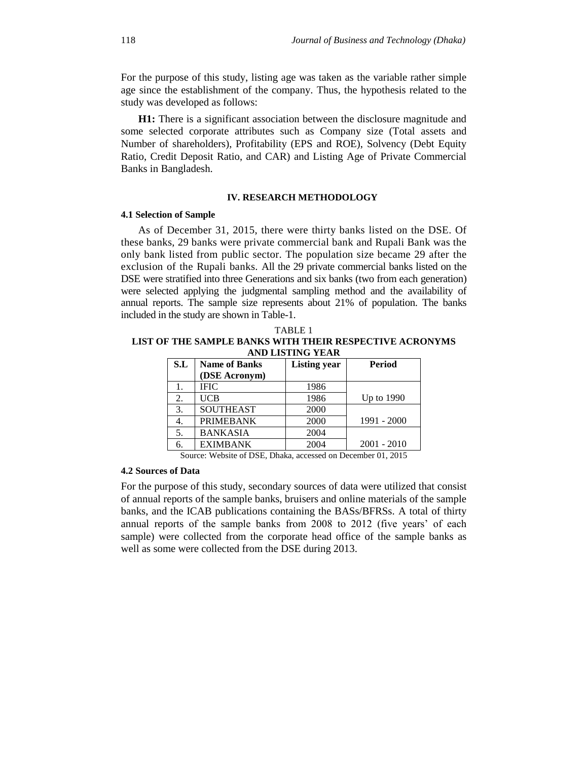For the purpose of this study, listing age was taken as the variable rather simple age since the establishment of the company. Thus, the hypothesis related to the study was developed as follows:

**H1:** There is a significant association between the disclosure magnitude and some selected corporate attributes such as Company size (Total assets and Number of shareholders), Profitability (EPS and ROE), Solvency (Debt Equity Ratio, Credit Deposit Ratio, and CAR) and Listing Age of Private Commercial Banks in Bangladesh.

## IV. RESEARCH METHODOLOGY

### 4.1 Selection of Sample

As of December 31, 2015, there were thirty banks listed on the DSE. Of these banks, 29 banks were private commercial bank and Rupali Bank was the only bank listed from public sector. The population size became 29 after the exclusion of the Rupali banks. All the 29 private commercial banks listed on the DSE were stratified into three Generations and six banks (two from each generation) were selected applying the judgmental sampling method and the availability of annual reports. The sample size represents about 21% of population. The banks included in the study are shown in Table-1.

TABLE 1
**LIST OF THE SAMPLE BANKS WITH THEIR RESPECTIVE ACRONYMS AND LISTING YEAR**

| S.L | Name of Banks (DSE Acronym) | Listing year | Period |
|---|---|---|---|
| 1. | IFIC | 1986 | Up to 1990 |
| 2. | UCB | 1986 | |
| 3. | SOUTHEAST | 2000 | 1991 - 2000 |
| 4. | PRIMEBANK | 2000 | |
| 5. | BANKASIA | 2004 | 2001 - 2010 |
| 6. | EXIMBANK | 2004 | |

Source: Website of DSE, Dhaka, accessed on December 01, 2015

### 4.2 Sources of Data

For the purpose of this study, secondary sources of data were utilized that consist of annual reports of the sample banks, bruisers and online materials of the sample banks, and the ICAB publications containing the BASs/BFRSs. A total of thirty annual reports of the sample banks from 2008 to 2012 (five years' of each sample) were collected from the corporate head office of the sample banks as well as some were collected from the DSE during 2013.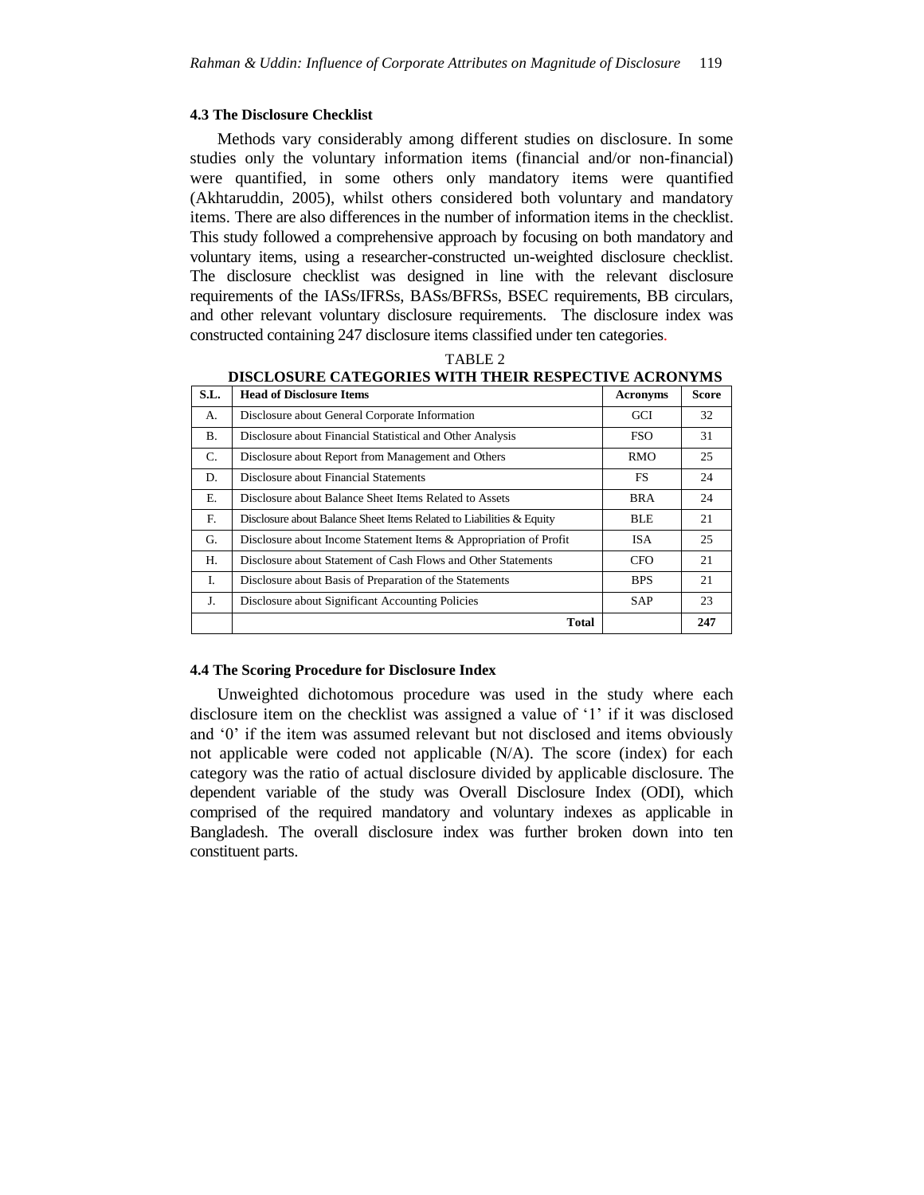### 4.3 The Disclosure Checklist

Methods vary considerably among different studies on disclosure. In some studies only the voluntary information items (financial and/or non-financial) were quantified, in some others only mandatory items were quantified (Akhtaruddin, 2005), whilst others considered both voluntary and mandatory items. There are also differences in the number of information items in the checklist. This study followed a comprehensive approach by focusing on both mandatory and voluntary items, using a researcher-constructed un-weighted disclosure checklist. The disclosure checklist was designed in line with the relevant disclosure requirements of the IASs/IFRSs, BASs/BFRSs, BSEC requirements, BB circulars, and other relevant voluntary disclosure requirements. The disclosure index was constructed containing 247 disclosure items classified under ten categories.

TABLE 2
**DISCLOSURE CATEGORIES WITH THEIR RESPECTIVE ACRONYMS**

| S.L. | Head of Disclosure Items | Acronyms | Score |
|---|---|---|---|
| A. | Disclosure about General Corporate Information | GCI | 32 |
| B. | Disclosure about Financial Statistical and Other Analysis | FSO | 31 |
| C. | Disclosure about Report from Management and Others | RMO | 25 |
| D. | Disclosure about Financial Statements | FS | 24 |
| E. | Disclosure about Balance Sheet Items Related to Assets | BRA | 24 |
| F. | Disclosure about Balance Sheet Items Related to Liabilities & Equity | BLE | 21 |
| G. | Disclosure about Income Statement Items & Appropriation of Profit | ISA | 25 |
| H. | Disclosure about Statement of Cash Flows and Other Statements | CFO | 21 |
| I. | Disclosure about Basis of Preparation of the Statements | BPS | 21 |
| J. | Disclosure about Significant Accounting Policies | SAP | 23 |
| | **Total** | | **247** |

### 4.4 The Scoring Procedure for Disclosure Index

Unweighted dichotomous procedure was used in the study where each disclosure item on the checklist was assigned a value of '1' if it was disclosed and '0' if the item was assumed relevant but not disclosed and items obviously not applicable were coded not applicable (N/A). The score (index) for each category was the ratio of actual disclosure divided by applicable disclosure. The dependent variable of the study was Overall Disclosure Index (ODI), which comprised of the required mandatory and voluntary indexes as applicable in Bangladesh. The overall disclosure index was further broken down into ten constituent parts.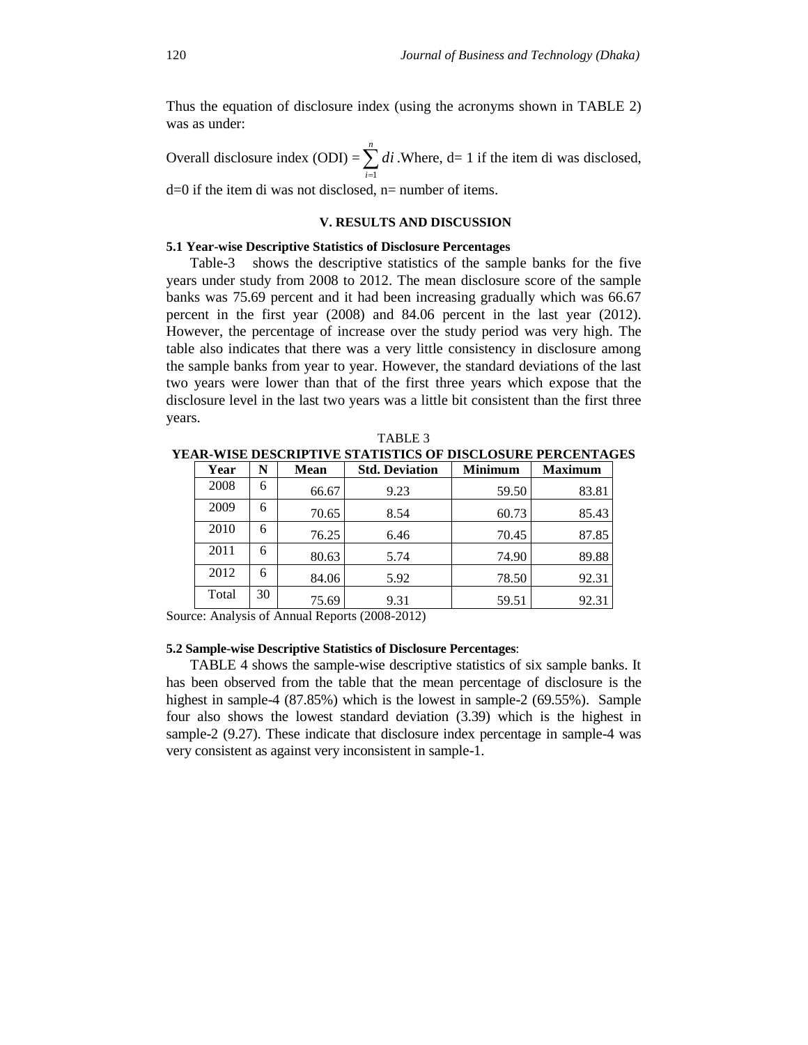Thus the equation of disclosure index (using the acronyms shown in TABLE 2) was as under:

Overall disclosure index (ODI) = $\sum_{i=1}^{n} di$ .Where, d= 1 if the item di was disclosed, d=0 if the item di was not disclosed, n= number of items.

## V. RESULTS AND DISCUSSION

### 5.1 Year-wise Descriptive Statistics of Disclosure Percentages

Table-3 shows the descriptive statistics of the sample banks for the five years under study from 2008 to 2012. The mean disclosure score of the sample banks was 75.69 percent and it had been increasing gradually which was 66.67 percent in the first year (2008) and 84.06 percent in the last year (2012). However, the percentage of increase over the study period was very high. The table also indicates that there was a very little consistency in disclosure among the sample banks from year to year. However, the standard deviations of the last two years were lower than that of the first three years which expose that the disclosure level in the last two years was a little bit consistent than the first three years.

TABLE 3
**YEAR-WISE DESCRIPTIVE STATISTICS OF DISCLOSURE PERCENTAGES**

| Year | N | Mean | Std. Deviation | Minimum | Maximum |
|---|---|---|---|---|---|
| 2008 | 6 | 66.67 | 9.23 | 59.50 | 83.81 |
| 2009 | 6 | 70.65 | 8.54 | 60.73 | 85.43 |
| 2010 | 6 | 76.25 | 6.46 | 70.45 | 87.85 |
| 2011 | 6 | 80.63 | 5.74 | 74.90 | 89.88 |
| 2012 | 6 | 84.06 | 5.92 | 78.50 | 92.31 |
| Total | 30 | 75.69 | 9.31 | 59.51 | 92.31 |

Source: Analysis of Annual Reports (2008-2012)

### 5.2 Sample-wise Descriptive Statistics of Disclosure Percentages:

TABLE 4 shows the sample-wise descriptive statistics of six sample banks. It has been observed from the table that the mean percentage of disclosure is the highest in sample-4 (87.85%) which is the lowest in sample-2 (69.55%). Sample four also shows the lowest standard deviation (3.39) which is the highest in sample-2 (9.27). These indicate that disclosure index percentage in sample-4 was very consistent as against very inconsistent in sample-1.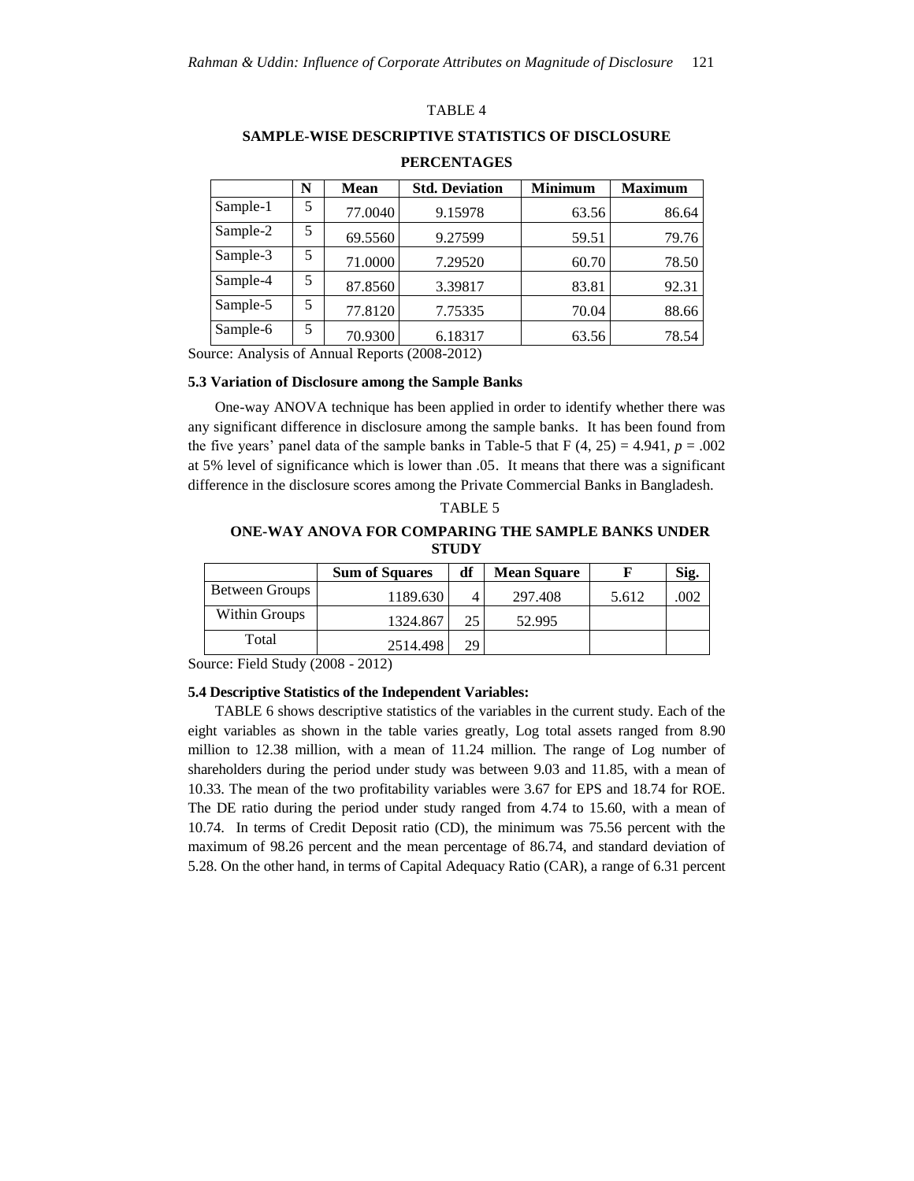TABLE 4

**SAMPLE-WISE DESCRIPTIVE STATISTICS OF DISCLOSURE PERCENTAGES**

| | N | Mean | Std. Deviation | Minimum | Maximum |
|---|---|---|---|---|---|
| Sample-1 | 5 | 77.0040 | 9.15978 | 63.56 | 86.64 |
| Sample-2 | 5 | 69.5560 | 9.27599 | 59.51 | 79.76 |
| Sample-3 | 5 | 71.0000 | 7.29520 | 60.70 | 78.50 |
| Sample-4 | 5 | 87.8560 | 3.39817 | 83.81 | 92.31 |
| Sample-5 | 5 | 77.8120 | 7.75335 | 70.04 | 88.66 |
| Sample-6 | 5 | 70.9300 | 6.18317 | 63.56 | 78.54 |

Source: Analysis of Annual Reports (2008-2012)

### 5.3 Variation of Disclosure among the Sample Banks

One-way ANOVA technique has been applied in order to identify whether there was any significant difference in disclosure among the sample banks. It has been found from the five years' panel data of the sample banks in Table-5 that $F(4, 25) = 4.941$, $p = .002$ at 5% level of significance which is lower than .05. It means that there was a significant difference in the disclosure scores among the Private Commercial Banks in Bangladesh.

TABLE 5

**ONE-WAY ANOVA FOR COMPARING THE SAMPLE BANKS UNDER STUDY**

| | Sum of Squares | df | Mean Square | F | Sig. |
|---|---|---|---|---|---|
| Between Groups | 1189.630 | 4 | 297.408 | 5.612 | .002 |
| Within Groups | 1324.867 | 25 | 52.995 | | |
| Total | 2514.498 | 29 | | | |

Source: Field Study (2008 - 2012)

### 5.4 Descriptive Statistics of the Independent Variables:

TABLE 6 shows descriptive statistics of the variables in the current study. Each of the eight variables as shown in the table varies greatly, Log total assets ranged from 8.90 million to 12.38 million, with a mean of 11.24 million. The range of Log number of shareholders during the period under study was between 9.03 and 11.85, with a mean of 10.33. The mean of the two profitability variables were 3.67 for EPS and 18.74 for ROE. The DE ratio during the period under study ranged from 4.74 to 15.60, with a mean of 10.74. In terms of Credit Deposit ratio (CD), the minimum was 75.56 percent with the maximum of 98.26 percent and the mean percentage of 86.74, and standard deviation of 5.28. On the other hand, in terms of Capital Adequacy Ratio (CAR), a range of 6.31 percent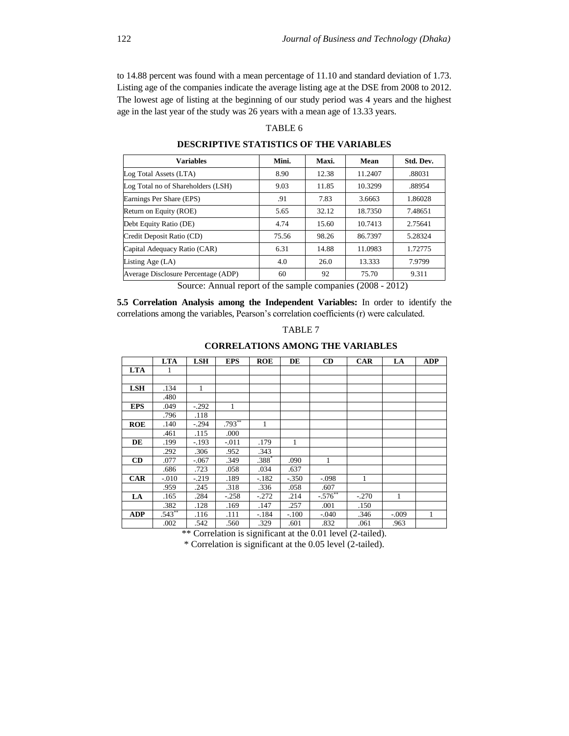to 14.88 percent was found with a mean percentage of 11.10 and standard deviation of 1.73. Listing age of the companies indicate the average listing age at the DSE from 2008 to 2012. The lowest age of listing at the beginning of our study period was 4 years and the highest age in the last year of the study was 26 years with a mean age of 13.33 years.

TABLE 6

**DESCRIPTIVE STATISTICS OF THE VARIABLES**

| Variables | Mini. | Maxi. | Mean | Std. Dev. |
|---|---|---|---|---|
| Log Total Assets (LTA) | 8.90 | 12.38 | 11.2407 | .88031 |
| Log Total no of Shareholders (LSH) | 9.03 | 11.85 | 10.3299 | .88954 |
| Earnings Per Share (EPS) | .91 | 7.83 | 3.6663 | 1.86028 |
| Return on Equity (ROE) | 5.65 | 32.12 | 18.7350 | 7.48651 |
| Debt Equity Ratio (DE) | 4.74 | 15.60 | 10.7413 | 2.75641 |
| Credit Deposit Ratio (CD) | 75.56 | 98.26 | 86.7397 | 5.28324 |
| Capital Adequacy Ratio (CAR) | 6.31 | 14.88 | 11.0983 | 1.72775 |
| Listing Age (LA) | 4.0 | 26.0 | 13.333 | 7.9799 |
| Average Disclosure Percentage (ADP) | 60 | 92 | 75.70 | 9.311 |

Source: Annual report of the sample companies (2008 - 2012)

**5.5 Correlation Analysis among the Independent Variables:** In order to identify the correlations among the variables, Pearson's correlation coefficients (r) were calculated.

TABLE 7

**CORRELATIONS AMONG THE VARIABLES**

| | LTA | LSH | EPS | ROE | DE | CD | CAR | LA | ADP |
|---|---|---|---|---|---|---|---|---|---|
| **LTA** | 1 | | | | | | | | |
| | | | | | | | | | |
| **LSH** | .134 | 1 | | | | | | | |
| | .480 | | | | | | | | |
| **EPS** | .049 | -.292 | 1 | | | | | | |
| | .796 | .118 | | | | | | | |
| **ROE** | .140 | -.294 | .793** | 1 | | | | | |
| | .461 | .115 | .000 | | | | | | |
| **DE** | .199 | -.193 | -.011 | .179 | 1 | | | | |
| | .292 | .306 | .952 | .343 | | | | | |
| **CD** | .077 | -.067 | .349 | .388* | .090 | 1 | | | |
| | .686 | .723 | .058 | .034 | .637 | | | | |
| **CAR** | -.010 | -.219 | .189 | -.182 | -.350 | -.098 | 1 | | |
| | .959 | .245 | .318 | .336 | .058 | .607 | | | |
| **LA** | .165 | .284 | -.258 | -.272 | .214 | -.576** | -.270 | 1 | |
| | .382 | .128 | .169 | .147 | .257 | .001 | .150 | | |
| **ADP** | .543** | .116 | .111 | -.184 | -.100 | -.040 | .346 | -.009 | 1 |
| | .002 | .542 | .560 | .329 | .601 | .832 | .061 | .963 | |

** Correlation is significant at the 0.01 level (2-tailed).

* Correlation is significant at the 0.05 level (2-tailed).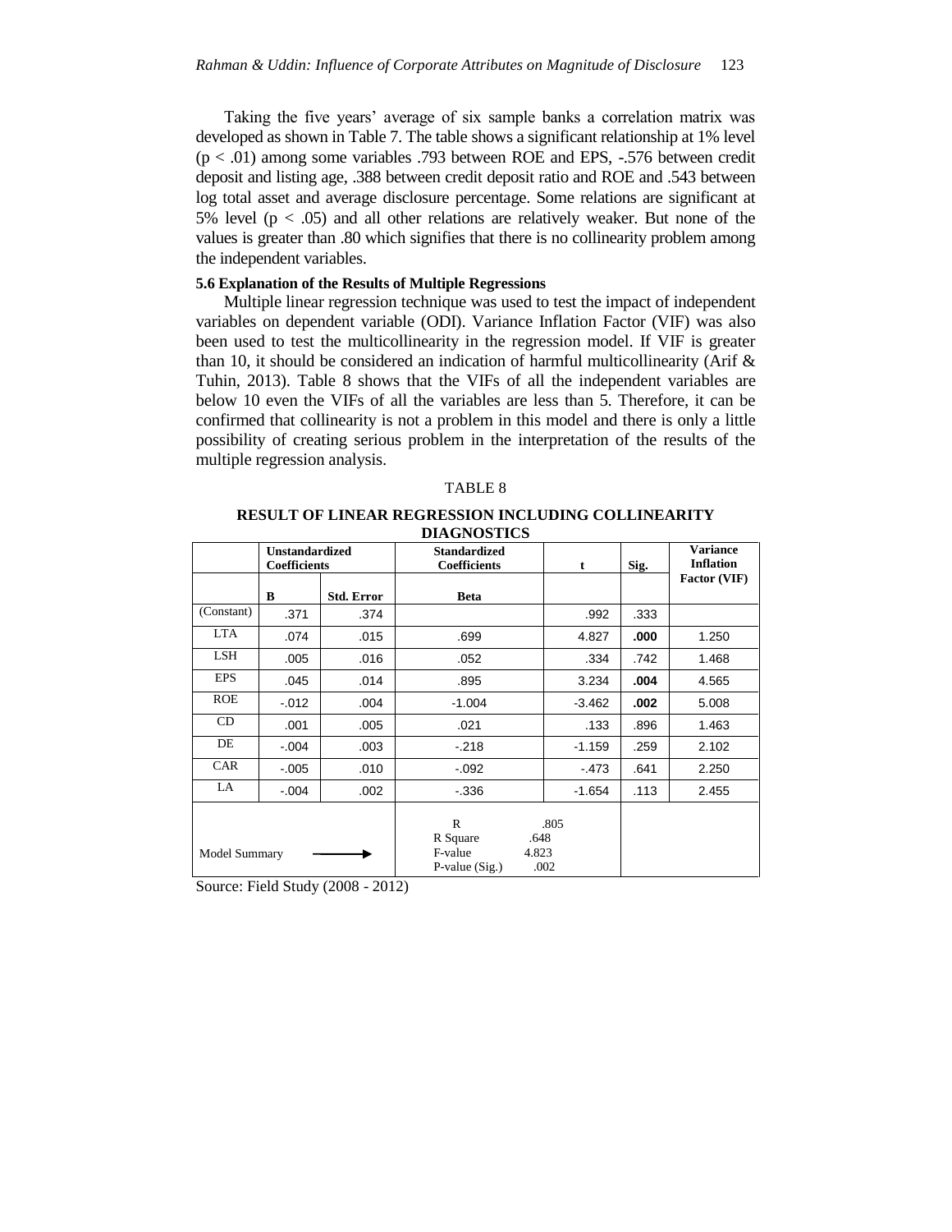Taking the five years' average of six sample banks a correlation matrix was developed as shown in Table 7. The table shows a significant relationship at 1% level ($p < .01$) among some variables .793 between ROE and EPS, -.576 between credit deposit and listing age, .388 between credit deposit ratio and ROE and .543 between log total asset and average disclosure percentage. Some relations are significant at 5% level ($p < .05$) and all other relations are relatively weaker. But none of the values is greater than .80 which signifies that there is no collinearity problem among the independent variables.

### 5.6 Explanation of the Results of Multiple Regressions

Multiple linear regression technique was used to test the impact of independent variables on dependent variable (ODI). Variance Inflation Factor (VIF) was also been used to test the multicollinearity in the regression model. If VIF is greater than 10, it should be considered an indication of harmful multicollinearity (Arif & Tuhin, 2013). Table 8 shows that the VIFs of all the independent variables are below 10 even the VIFs of all the variables are less than 5. Therefore, it can be confirmed that collinearity is not a problem in this model and there is only a little possibility of creating serious problem in the interpretation of the results of the multiple regression analysis.

TABLE 8

**RESULT OF LINEAR REGRESSION INCLUDING COLLINEARITY DIAGNOSTICS**

| | Unstandardized Coefficients | | Standardized Coefficients | t | Sig. | Variance Inflation Factor (VIF) |
|---|---|---|---|---|---|---|
| | B | Std. Error | Beta | | | |
| (Constant) | .371 | .374 | | .992 | .333 | |
| LTA | .074 | .015 | .699 | 4.827 | **.000** | 1.250 |
| LSH | .005 | .016 | .052 | .334 | .742 | 1.468 |
| EPS | .045 | .014 | .895 | 3.234 | **.004** | 4.565 |
| ROE | -.012 | .004 | -1.004 | -3.462 | **.002** | 5.008 |
| CD | .001 | .005 | .021 | .133 | .896 | 1.463 |
| DE | -.004 | .003 | -.218 | -1.159 | .259 | 2.102 |
| CAR | -.005 | .010 | -.092 | -.473 | .641 | 2.250 |
| LA | -.004 | .002 | -.336 | -1.654 | .113 | 2.455 |
| Model Summary → | | | R .805<br>R Square .648<br>F-value 4.823<br>P-value (Sig.) .002 | | | |

Source: Field Study (2008 - 2012)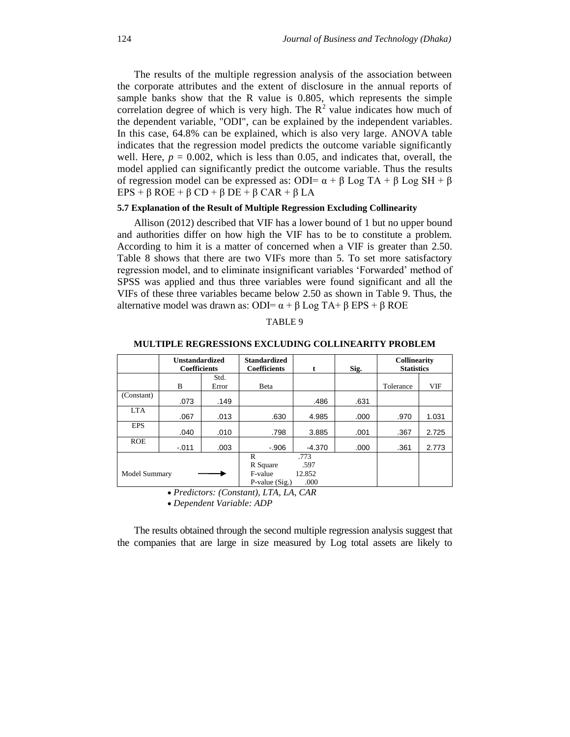The results of the multiple regression analysis of the association between the corporate attributes and the extent of disclosure in the annual reports of sample banks show that the R value is 0.805, which represents the simple correlation degree of which is very high. The $R^2$ value indicates how much of the dependent variable, "ODI", can be explained by the independent variables. In this case, 64.8% can be explained, which is also very large. ANOVA table indicates that the regression model predicts the outcome variable significantly well. Here, $p$ = 0.002, which is less than 0.05, and indicates that, overall, the model applied can significantly predict the outcome variable. Thus the results of regression model can be expressed as: ODI= $\alpha + \beta$ Log TA + $\beta$ Log SH + $\beta$ EPS + $\beta$ ROE + $\beta$ CD + $\beta$ DE + $\beta$ CAR + $\beta$ LA

### 5.7 Explanation of the Result of Multiple Regression Excluding Collinearity

Allison (2012) described that VIF has a lower bound of 1 but no upper bound and authorities differ on how high the VIF has to be to constitute a problem. According to him it is a matter of concerned when a VIF is greater than 2.50. Table 8 shows that there are two VIFs more than 5. To set more satisfactory regression model, and to eliminate insignificant variables 'Forwarded' method of SPSS was applied and thus three variables were found significant and all the VIFs of these three variables became below 2.50 as shown in Table 9. Thus, the alternative model was drawn as: ODI= $\alpha + \beta$ Log TA+ $\beta$ EPS + $\beta$ ROE

TABLE 9

**MULTIPLE REGRESSIONS EXCLUDING COLLINEARITY PROBLEM**

| | Unstandardized Coefficients | | Standardized Coefficients | t | Sig. | Collinearity Statistics | |
|---|---|---|---|---|---|---|---|
| | B | Std. Error | Beta | | | Tolerance | VIF |
| (Constant) | .073 | .149 | | .486 | .631 | | |
| LTA | .067 | .013 | .630 | 4.985 | .000 | .970 | 1.031 |
| EPS | .040 | .010 | .798 | 3.885 | .001 | .367 | 2.725 |
| ROE | -.011 | .003 | -.906 | -4.370 | .000 | .361 | 2.773 |
| Model Summary → | | | R .773<br>R Square .597<br>F-value 12.852<br>P-value (Sig.) .000 | | | | |

- *Predictors: (Constant), LTA, LA, CAR*
- *Dependent Variable: ADP*

The results obtained through the second multiple regression analysis suggest that the companies that are large in size measured by Log total assets are likely to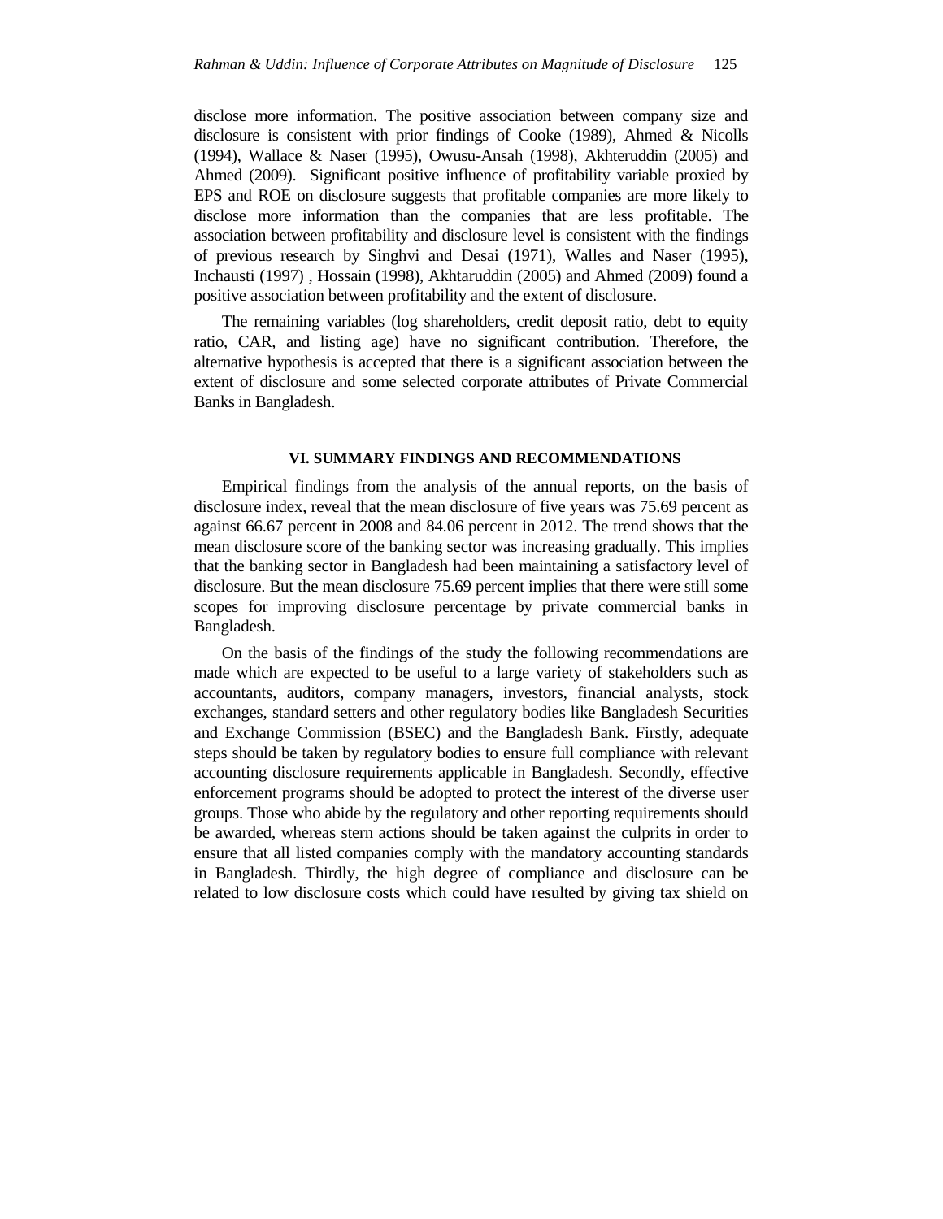disclose more information. The positive association between company size and disclosure is consistent with prior findings of Cooke (1989), Ahmed & Nicolls (1994), Wallace & Naser (1995), Owusu-Ansah (1998), Akhteruddin (2005) and Ahmed (2009). Significant positive influence of profitability variable proxied by EPS and ROE on disclosure suggests that profitable companies are more likely to disclose more information than the companies that are less profitable. The association between profitability and disclosure level is consistent with the findings of previous research by Singhvi and Desai (1971), Walles and Naser (1995), Inchausti (1997) , Hossain (1998), Akhtaruddin (2005) and Ahmed (2009) found a positive association between profitability and the extent of disclosure.

The remaining variables (log shareholders, credit deposit ratio, debt to equity ratio, CAR, and listing age) have no significant contribution. Therefore, the alternative hypothesis is accepted that there is a significant association between the extent of disclosure and some selected corporate attributes of Private Commercial Banks in Bangladesh.

## VI. SUMMARY FINDINGS AND RECOMMENDATIONS

Empirical findings from the analysis of the annual reports, on the basis of disclosure index, reveal that the mean disclosure of five years was 75.69 percent as against 66.67 percent in 2008 and 84.06 percent in 2012. The trend shows that the mean disclosure score of the banking sector was increasing gradually. This implies that the banking sector in Bangladesh had been maintaining a satisfactory level of disclosure. But the mean disclosure 75.69 percent implies that there were still some scopes for improving disclosure percentage by private commercial banks in Bangladesh.

On the basis of the findings of the study the following recommendations are made which are expected to be useful to a large variety of stakeholders such as accountants, auditors, company managers, investors, financial analysts, stock exchanges, standard setters and other regulatory bodies like Bangladesh Securities and Exchange Commission (BSEC) and the Bangladesh Bank. Firstly, adequate steps should be taken by regulatory bodies to ensure full compliance with relevant accounting disclosure requirements applicable in Bangladesh. Secondly, effective enforcement programs should be adopted to protect the interest of the diverse user groups. Those who abide by the regulatory and other reporting requirements should be awarded, whereas stern actions should be taken against the culprits in order to ensure that all listed companies comply with the mandatory accounting standards in Bangladesh. Thirdly, the high degree of compliance and disclosure can be related to low disclosure costs which could have resulted by giving tax shield on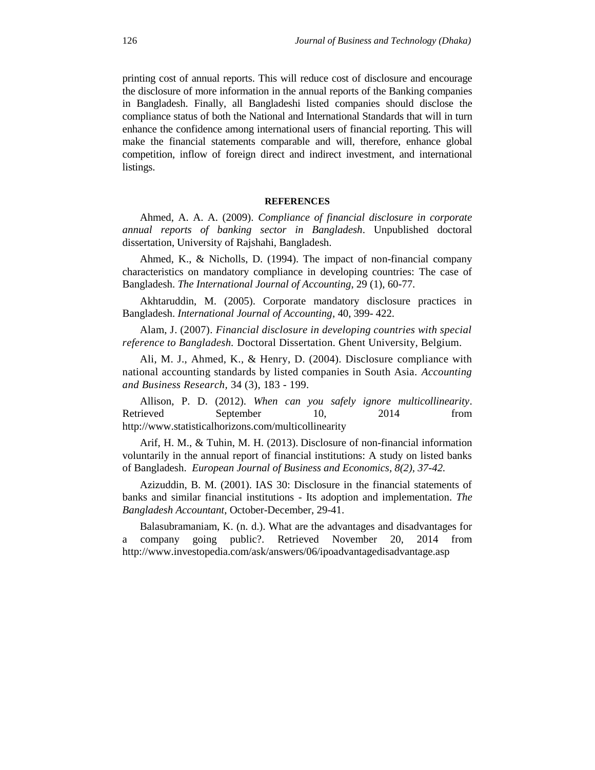printing cost of annual reports. This will reduce cost of disclosure and encourage the disclosure of more information in the annual reports of the Banking companies in Bangladesh. Finally, all Bangladeshi listed companies should disclose the compliance status of both the National and International Standards that will in turn enhance the confidence among international users of financial reporting. This will make the financial statements comparable and will, therefore, enhance global competition, inflow of foreign direct and indirect investment, and international listings.

## REFERENCES

Ahmed, A. A. A. (2009). *Compliance of financial disclosure in corporate annual reports of banking sector in Bangladesh*. Unpublished doctoral dissertation, University of Rajshahi, Bangladesh.

Ahmed, K., & Nicholls, D. (1994). The impact of non-financial company characteristics on mandatory compliance in developing countries: The case of Bangladesh. *The International Journal of Accounting*, 29 (1), 60-77.

Akhtaruddin, M. (2005). Corporate mandatory disclosure practices in Bangladesh. *International Journal of Accounting*, 40, 399- 422.

Alam, J. (2007). *Financial disclosure in developing countries with special reference to Bangladesh.* Doctoral Dissertation. Ghent University, Belgium.

Ali, M. J., Ahmed, K., & Henry, D. (2004). Disclosure compliance with national accounting standards by listed companies in South Asia. *Accounting and Business Research,* 34 (3), 183 - 199.

Allison, P. D. (2012). *When can you safely ignore multicollinearity*. Retrieved September 10, 2014 from http://www.statisticalhorizons.com/multicollinearity

Arif, H. M., & Tuhin, M. H. (2013). Disclosure of non-financial information voluntarily in the annual report of financial institutions: A study on listed banks of Bangladesh. *European Journal of Business and Economics, 8(2), 37-42.*

Azizuddin, B. M. (2001). IAS 30: Disclosure in the financial statements of banks and similar financial institutions - Its adoption and implementation. *The Bangladesh Accountant*, October-December, 29-41.

Balasubramaniam, K. (n. d.). What are the advantages and disadvantages for a company going public?. Retrieved November 20, 2014 from http://www.investopedia.com/ask/answers/06/ipoadvantagedisadvantage.asp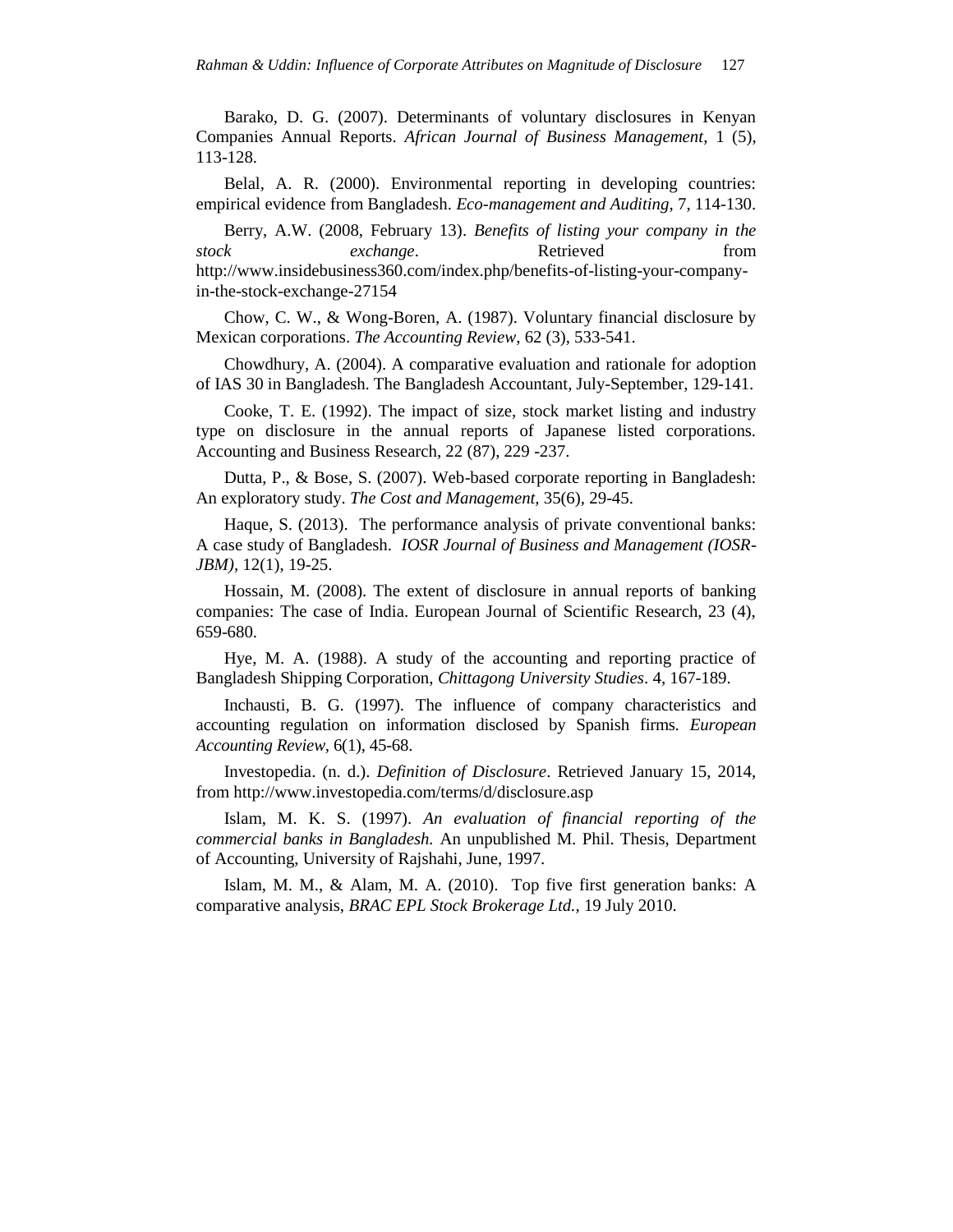Barako, D. G. (2007). Determinants of voluntary disclosures in Kenyan Companies Annual Reports. *African Journal of Business Management*, 1 (5), 113-128.

Belal, A. R. (2000). Environmental reporting in developing countries: empirical evidence from Bangladesh. *Eco-management and Auditing*, 7, 114-130.

Berry, A.W. (2008, February 13). *Benefits of listing your company in the stock exchange*. Retrieved from http://www.insidebusiness360.com/index.php/benefits-of-listing-your-company-in-the-stock-exchange-27154

Chow, C. W., & Wong-Boren, A. (1987). Voluntary financial disclosure by Mexican corporations. *The Accounting Review*, 62 (3), 533-541.

Chowdhury, A. (2004). A comparative evaluation and rationale for adoption of IAS 30 in Bangladesh. The Bangladesh Accountant, July-September, 129-141.

Cooke, T. E. (1992). The impact of size, stock market listing and industry type on disclosure in the annual reports of Japanese listed corporations. Accounting and Business Research, 22 (87), 229 -237.

Dutta, P., & Bose, S. (2007). Web-based corporate reporting in Bangladesh: An exploratory study. *The Cost and Management*, 35(6), 29-45.

Haque, S. (2013). The performance analysis of private conventional banks: A case study of Bangladesh. *IOSR Journal of Business and Management (IOSR-JBM)*, 12(1), 19-25.

Hossain, M. (2008). The extent of disclosure in annual reports of banking companies: The case of India. European Journal of Scientific Research, 23 (4), 659-680.

Hye, M. A. (1988). A study of the accounting and reporting practice of Bangladesh Shipping Corporation, *Chittagong University Studies*. 4, 167-189.

Inchausti, B. G. (1997). The influence of company characteristics and accounting regulation on information disclosed by Spanish firms. *European Accounting Review*, 6(1), 45-68.

Investopedia. (n. d.). *Definition of Disclosure*. Retrieved January 15, 2014, from http://www.investopedia.com/terms/d/disclosure.asp

Islam, M. K. S. (1997). *An evaluation of financial reporting of the commercial banks in Bangladesh.* An unpublished M. Phil. Thesis, Department of Accounting, University of Rajshahi, June, 1997.

Islam, M. M., & Alam, M. A. (2010). Top five first generation banks: A comparative analysis, *BRAC EPL Stock Brokerage Ltd.,* 19 July 2010.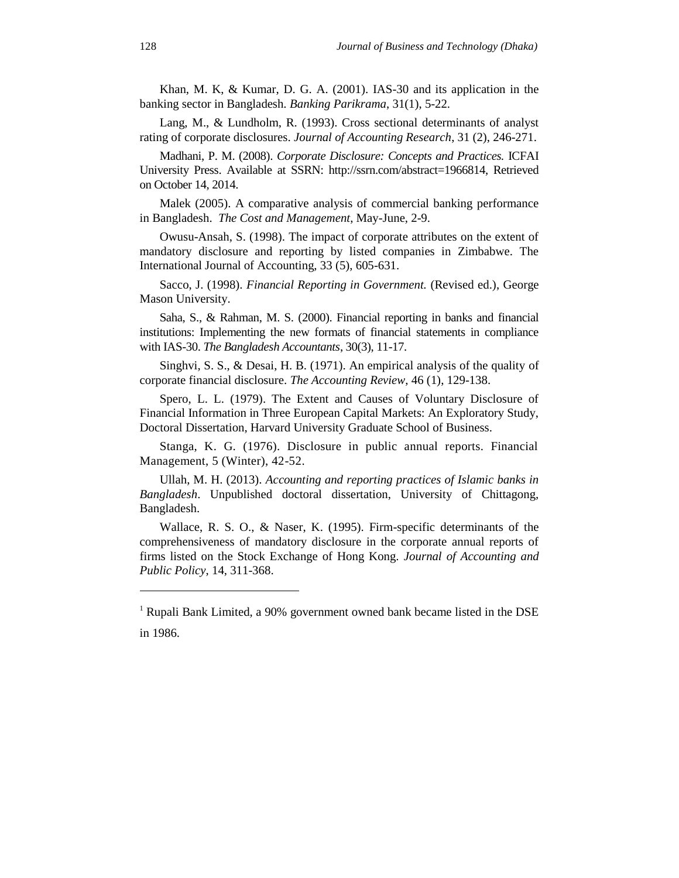Khan, M. K, & Kumar, D. G. A. (2001). IAS-30 and its application in the banking sector in Bangladesh. *Banking Parikrama*, 31(1), 5-22.

Lang, M., & Lundholm, R. (1993). Cross sectional determinants of analyst rating of corporate disclosures. *Journal of Accounting Research*, 31 (2), 246-271.

Madhani, P. M. (2008). *Corporate Disclosure: Concepts and Practices.* ICFAI University Press. Available at SSRN: http://ssrn.com/abstract=1966814, Retrieved on October 14, 2014.

Malek (2005). A comparative analysis of commercial banking performance in Bangladesh. *The Cost and Management*, May-June, 2-9.

Owusu-Ansah, S. (1998). The impact of corporate attributes on the extent of mandatory disclosure and reporting by listed companies in Zimbabwe. The International Journal of Accounting, 33 (5), 605-631.

Sacco, J. (1998). *Financial Reporting in Government.* (Revised ed.), George Mason University.

Saha, S., & Rahman, M. S. (2000). Financial reporting in banks and financial institutions: Implementing the new formats of financial statements in compliance with IAS-30. *The Bangladesh Accountants*, 30(3), 11-17.

Singhvi, S. S., & Desai, H. B. (1971). An empirical analysis of the quality of corporate financial disclosure. *The Accounting Review*, 46 (1), 129-138.

Spero, L. L. (1979). The Extent and Causes of Voluntary Disclosure of Financial Information in Three European Capital Markets: An Exploratory Study, Doctoral Dissertation, Harvard University Graduate School of Business.

Stanga, K. G. (1976). Disclosure in public annual reports. Financial Management, 5 (Winter), 42-52.

Ullah, M. H. (2013). *Accounting and reporting practices of Islamic banks in Bangladesh*. Unpublished doctoral dissertation, University of Chittagong, Bangladesh.

Wallace, R. S. O., & Naser, K. (1995). Firm-specific determinants of the comprehensiveness of mandatory disclosure in the corporate annual reports of firms listed on the Stock Exchange of Hong Kong. *Journal of Accounting and Public Policy*, 14, 311-368.

---

[1] Rupali Bank Limited, a 90% government owned bank became listed in the DSE in 1986.